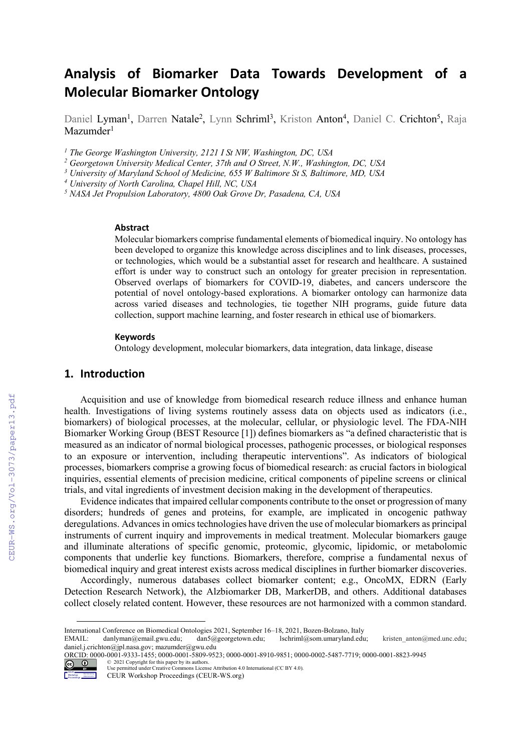# Analysis of Biomarker Data Towards Development of a Molecular Biomarker Ontology

Daniel Lyman[1], Darren Natale[2], Lynn Schriml[3], Kriston Anton[4], Daniel C. Crichton[5], Raja Mazumder[1]

[1] *The George Washington University, 2121 I St NW, Washington, DC, USA*
[2] *Georgetown University Medical Center, 37th and O Street, N.W., Washington, DC, USA*
[3] *University of Maryland School of Medicine, 655 W Baltimore St S, Baltimore, MD, USA*
[4] *University of North Carolina, Chapel Hill, NC, USA*
[5] *NASA Jet Propulsion Laboratory, 4800 Oak Grove Dr, Pasadena, CA, USA*

### Abstract

Molecular biomarkers comprise fundamental elements of biomedical inquiry. No ontology has been developed to organize this knowledge across disciplines and to link diseases, processes, or technologies, which would be a substantial asset for research and healthcare. A sustained effort is under way to construct such an ontology for greater precision in representation. Observed overlaps of biomarkers for COVID-19, diabetes, and cancers underscore the potential of novel ontology-based explorations. A biomarker ontology can harmonize data across varied diseases and technologies, tie together NIH programs, guide future data collection, support machine learning, and foster research in ethical use of biomarkers.

### Keywords

Ontology development, molecular biomarkers, data integration, data linkage, disease

## 1. Introduction

Acquisition and use of knowledge from biomedical research reduce illness and enhance human health. Investigations of living systems routinely assess data on objects used as indicators (i.e., biomarkers) of biological processes, at the molecular, cellular, or physiologic level. The FDA-NIH Biomarker Working Group (BEST Resource [1]) defines biomarkers as "a defined characteristic that is measured as an indicator of normal biological processes, pathogenic processes, or biological responses to an exposure or intervention, including therapeutic interventions". As indicators of biological processes, biomarkers comprise a growing focus of biomedical research: as crucial factors in biological inquiries, essential elements of precision medicine, critical components of pipeline screens or clinical trials, and vital ingredients of investment decision making in the development of therapeutics.

Evidence indicates that impaired cellular components contribute to the onset or progression of many disorders; hundreds of genes and proteins, for example, are implicated in oncogenic pathway deregulations. Advances in omics technologies have driven the use of molecular biomarkers as principal instruments of current inquiry and improvements in medical treatment. Molecular biomarkers gauge and illuminate alterations of specific genomic, proteomic, glycomic, lipidomic, or metabolomic components that underlie key functions. Biomarkers, therefore, comprise a fundamental nexus of biomedical inquiry and great interest exists across medical disciplines in further biomarker discoveries.

Accordingly, numerous databases collect biomarker content; e.g., OncoMX, EDRN (Early Detection Research Network), the Alzbiomarker DB, MarkerDB, and others. Additional databases collect closely related content. However, these resources are not harmonized with a common standard.

---

International Conference on Biomedical Ontologies 2021, September 16–18, 2021, Bozen-Bolzano, Italy
EMAIL: danlyman@email.gwu.edu; dan5@georgetown.edu; lschriml@som.umaryland.edu; kristen_anton@med.unc.edu; daniel.j.crichton@jpl.nasa.gov; mazumder@gwu.edu
ORCID: 0000-0001-9333-1455; 0000-0001-5809-9523; 0000-0001-8910-9851; 0000-0002-5487-7719; 0000-0001-8823-9945
© 2021 Copyright for this paper by its authors.
Use permitted under Creative Commons License Attribution 4.0 International (CC BY 4.0).
CEUR Workshop Proceedings (CEUR-WS.org)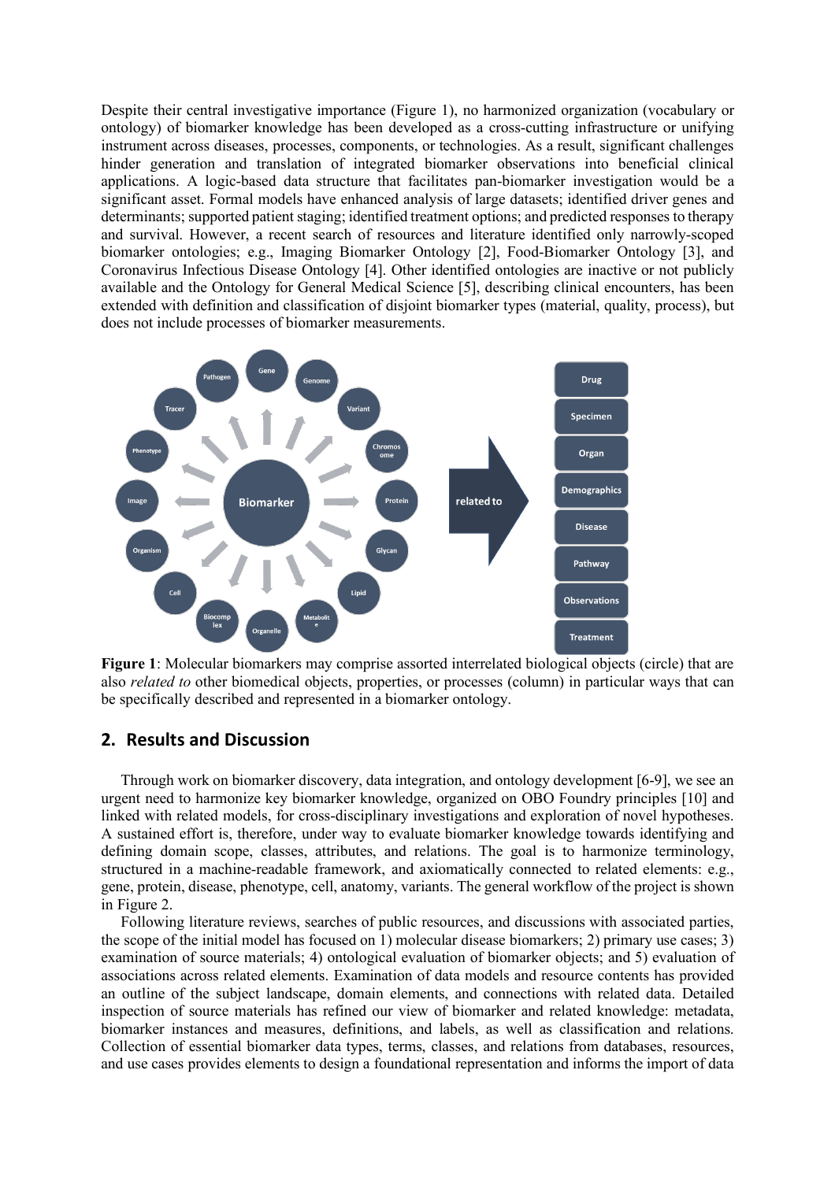Despite their central investigative importance (Figure 1), no harmonized organization (vocabulary or ontology) of biomarker knowledge has been developed as a cross-cutting infrastructure or unifying instrument across diseases, processes, components, or technologies. As a result, significant challenges hinder generation and translation of integrated biomarker observations into beneficial clinical applications. A logic-based data structure that facilitates pan-biomarker investigation would be a significant asset. Formal models have enhanced analysis of large datasets; identified driver genes and determinants; supported patient staging; identified treatment options; and predicted responses to therapy and survival. However, a recent search of resources and literature identified only narrowly-scoped biomarker ontologies; e.g., Imaging Biomarker Ontology [2], Food-Biomarker Ontology [3], and Coronavirus Infectious Disease Ontology [4]. Other identified ontologies are inactive or not publicly available and the Ontology for General Medical Science [5], describing clinical encounters, has been extended with definition and classification of disjoint biomarker types (material, quality, process), but does not include processes of biomarker measurements.

**Figure 1**: Molecular biomarkers may comprise assorted interrelated biological objects (circle) that are also *related to* other biomedical objects, properties, or processes (column) in particular ways that can be specifically described and represented in a biomarker ontology.

## 2. Results and Discussion

Through work on biomarker discovery, data integration, and ontology development [6-9], we see an urgent need to harmonize key biomarker knowledge, organized on OBO Foundry principles [10] and linked with related models, for cross-disciplinary investigations and exploration of novel hypotheses. A sustained effort is, therefore, under way to evaluate biomarker knowledge towards identifying and defining domain scope, classes, attributes, and relations. The goal is to harmonize terminology, structured in a machine-readable framework, and axiomatically connected to related elements: e.g., gene, protein, disease, phenotype, cell, anatomy, variants. The general workflow of the project is shown in Figure 2.

Following literature reviews, searches of public resources, and discussions with associated parties, the scope of the initial model has focused on 1) molecular disease biomarkers; 2) primary use cases; 3) examination of source materials; 4) ontological evaluation of biomarker objects; and 5) evaluation of associations across related elements. Examination of data models and resource contents has provided an outline of the subject landscape, domain elements, and connections with related data. Detailed inspection of source materials has refined our view of biomarker and related knowledge: metadata, biomarker instances and measures, definitions, and labels, as well as classification and relations. Collection of essential biomarker data types, terms, classes, and relations from databases, resources, and use cases provides elements to design a foundational representation and informs the import of data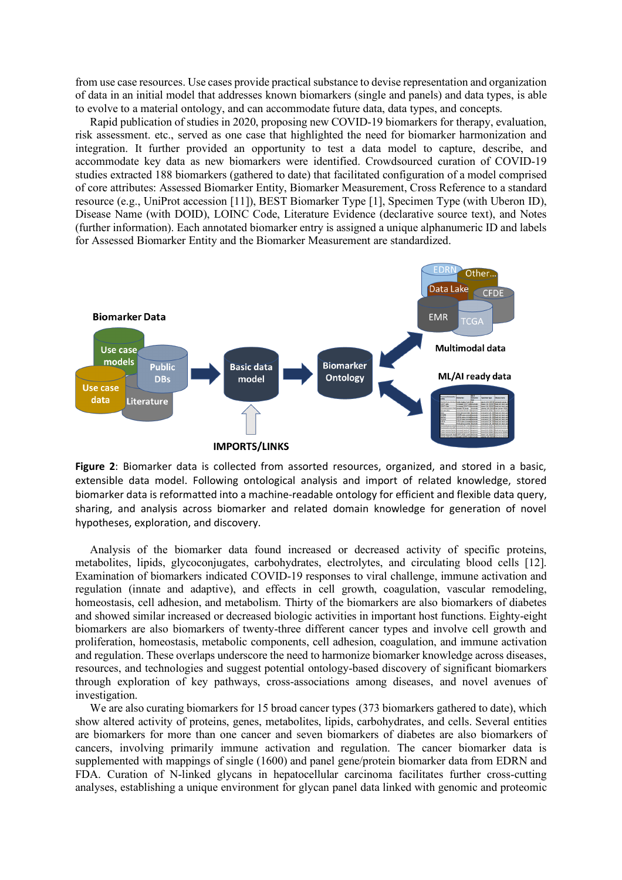from use case resources. Use cases provide practical substance to devise representation and organization of data in an initial model that addresses known biomarkers (single and panels) and data types, is able to evolve to a material ontology, and can accommodate future data, data types, and concepts.

Rapid publication of studies in 2020, proposing new COVID-19 biomarkers for therapy, evaluation, risk assessment. etc., served as one case that highlighted the need for biomarker harmonization and integration. It further provided an opportunity to test a data model to capture, describe, and accommodate key data as new biomarkers were identified. Crowdsourced curation of COVID-19 studies extracted 188 biomarkers (gathered to date) that facilitated configuration of a model comprised of core attributes: Assessed Biomarker Entity, Biomarker Measurement, Cross Reference to a standard resource (e.g., UniProt accession [11]), BEST Biomarker Type [1], Specimen Type (with Uberon ID), Disease Name (with DOID), LOINC Code, Literature Evidence (declarative source text), and Notes (further information). Each annotated biomarker entry is assigned a unique alphanumeric ID and labels for Assessed Biomarker Entity and the Biomarker Measurement are standardized.

**Figure 2**: Biomarker data is collected from assorted resources, organized, and stored in a basic, extensible data model. Following ontological analysis and import of related knowledge, stored biomarker data is reformatted into a machine-readable ontology for efficient and flexible data query, sharing, and analysis across biomarker and related domain knowledge for generation of novel hypotheses, exploration, and discovery.

Analysis of the biomarker data found increased or decreased activity of specific proteins, metabolites, lipids, glycoconjugates, carbohydrates, electrolytes, and circulating blood cells [12]. Examination of biomarkers indicated COVID-19 responses to viral challenge, immune activation and regulation (innate and adaptive), and effects in cell growth, coagulation, vascular remodeling, homeostasis, cell adhesion, and metabolism. Thirty of the biomarkers are also biomarkers of diabetes and showed similar increased or decreased biologic activities in important host functions. Eighty-eight biomarkers are also biomarkers of twenty-three different cancer types and involve cell growth and proliferation, homeostasis, metabolic components, cell adhesion, coagulation, and immune activation and regulation. These overlaps underscore the need to harmonize biomarker knowledge across diseases, resources, and technologies and suggest potential ontology-based discovery of significant biomarkers through exploration of key pathways, cross-associations among diseases, and novel avenues of investigation.

We are also curating biomarkers for 15 broad cancer types (373 biomarkers gathered to date), which show altered activity of proteins, genes, metabolites, lipids, carbohydrates, and cells. Several entities are biomarkers for more than one cancer and seven biomarkers of diabetes are also biomarkers of cancers, involving primarily immune activation and regulation. The cancer biomarker data is supplemented with mappings of single (1600) and panel gene/protein biomarker data from EDRN and FDA. Curation of N-linked glycans in hepatocellular carcinoma facilitates further cross-cutting analyses, establishing a unique environment for glycan panel data linked with genomic and proteomic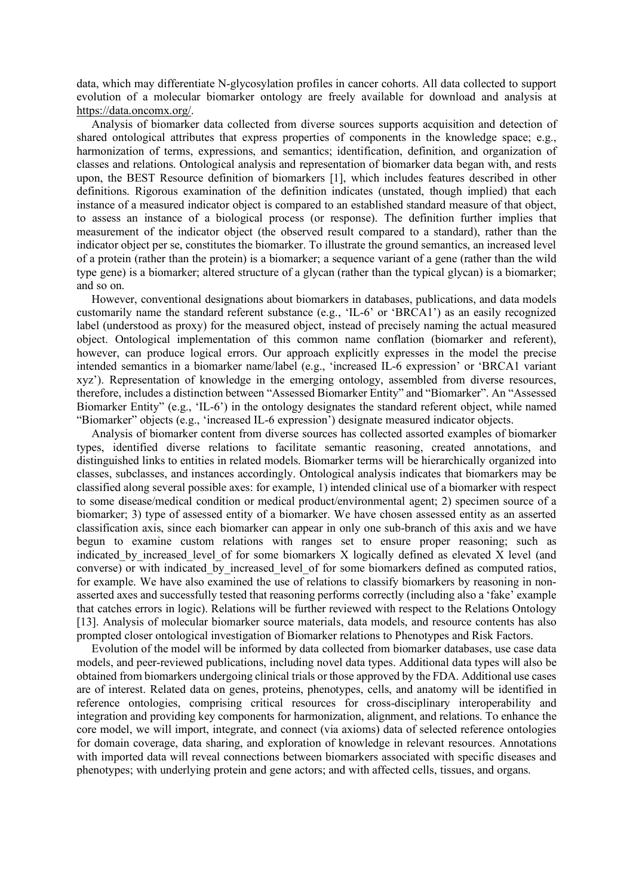data, which may differentiate N-glycosylation profiles in cancer cohorts. All data collected to support evolution of a molecular biomarker ontology are freely available for download and analysis at https://data.oncomx.org/.

Analysis of biomarker data collected from diverse sources supports acquisition and detection of shared ontological attributes that express properties of components in the knowledge space; e.g., harmonization of terms, expressions, and semantics; identification, definition, and organization of classes and relations. Ontological analysis and representation of biomarker data began with, and rests upon, the BEST Resource definition of biomarkers [1], which includes features described in other definitions. Rigorous examination of the definition indicates (unstated, though implied) that each instance of a measured indicator object is compared to an established standard measure of that object, to assess an instance of a biological process (or response). The definition further implies that measurement of the indicator object (the observed result compared to a standard), rather than the indicator object per se, constitutes the biomarker. To illustrate the ground semantics, an increased level of a protein (rather than the protein) is a biomarker; a sequence variant of a gene (rather than the wild type gene) is a biomarker; altered structure of a glycan (rather than the typical glycan) is a biomarker; and so on.

However, conventional designations about biomarkers in databases, publications, and data models customarily name the standard referent substance (e.g., 'IL-6' or 'BRCA1') as an easily recognized label (understood as proxy) for the measured object, instead of precisely naming the actual measured object. Ontological implementation of this common name conflation (biomarker and referent), however, can produce logical errors. Our approach explicitly expresses in the model the precise intended semantics in a biomarker name/label (e.g., 'increased IL-6 expression' or 'BRCA1 variant xyz'). Representation of knowledge in the emerging ontology, assembled from diverse resources, therefore, includes a distinction between "Assessed Biomarker Entity" and "Biomarker". An "Assessed Biomarker Entity" (e.g., 'IL-6') in the ontology designates the standard referent object, while named "Biomarker" objects (e.g., 'increased IL-6 expression') designate measured indicator objects.

Analysis of biomarker content from diverse sources has collected assorted examples of biomarker types, identified diverse relations to facilitate semantic reasoning, created annotations, and distinguished links to entities in related models. Biomarker terms will be hierarchically organized into classes, subclasses, and instances accordingly. Ontological analysis indicates that biomarkers may be classified along several possible axes: for example, 1) intended clinical use of a biomarker with respect to some disease/medical condition or medical product/environmental agent; 2) specimen source of a biomarker; 3) type of assessed entity of a biomarker. We have chosen assessed entity as an asserted classification axis, since each biomarker can appear in only one sub-branch of this axis and we have begun to examine custom relations with ranges set to ensure proper reasoning; such as indicated_by_increased_level_of for some biomarkers X logically defined as elevated X level (and converse) or with indicated_by_increased_level_of for some biomarkers defined as computed ratios, for example. We have also examined the use of relations to classify biomarkers by reasoning in non-asserted axes and successfully tested that reasoning performs correctly (including also a 'fake' example that catches errors in logic). Relations will be further reviewed with respect to the Relations Ontology [13]. Analysis of molecular biomarker source materials, data models, and resource contents has also prompted closer ontological investigation of Biomarker relations to Phenotypes and Risk Factors.

Evolution of the model will be informed by data collected from biomarker databases, use case data models, and peer-reviewed publications, including novel data types. Additional data types will also be obtained from biomarkers undergoing clinical trials or those approved by the FDA. Additional use cases are of interest. Related data on genes, proteins, phenotypes, cells, and anatomy will be identified in reference ontologies, comprising critical resources for cross-disciplinary interoperability and integration and providing key components for harmonization, alignment, and relations. To enhance the core model, we will import, integrate, and connect (via axioms) data of selected reference ontologies for domain coverage, data sharing, and exploration of knowledge in relevant resources. Annotations with imported data will reveal connections between biomarkers associated with specific diseases and phenotypes; with underlying protein and gene actors; and with affected cells, tissues, and organs.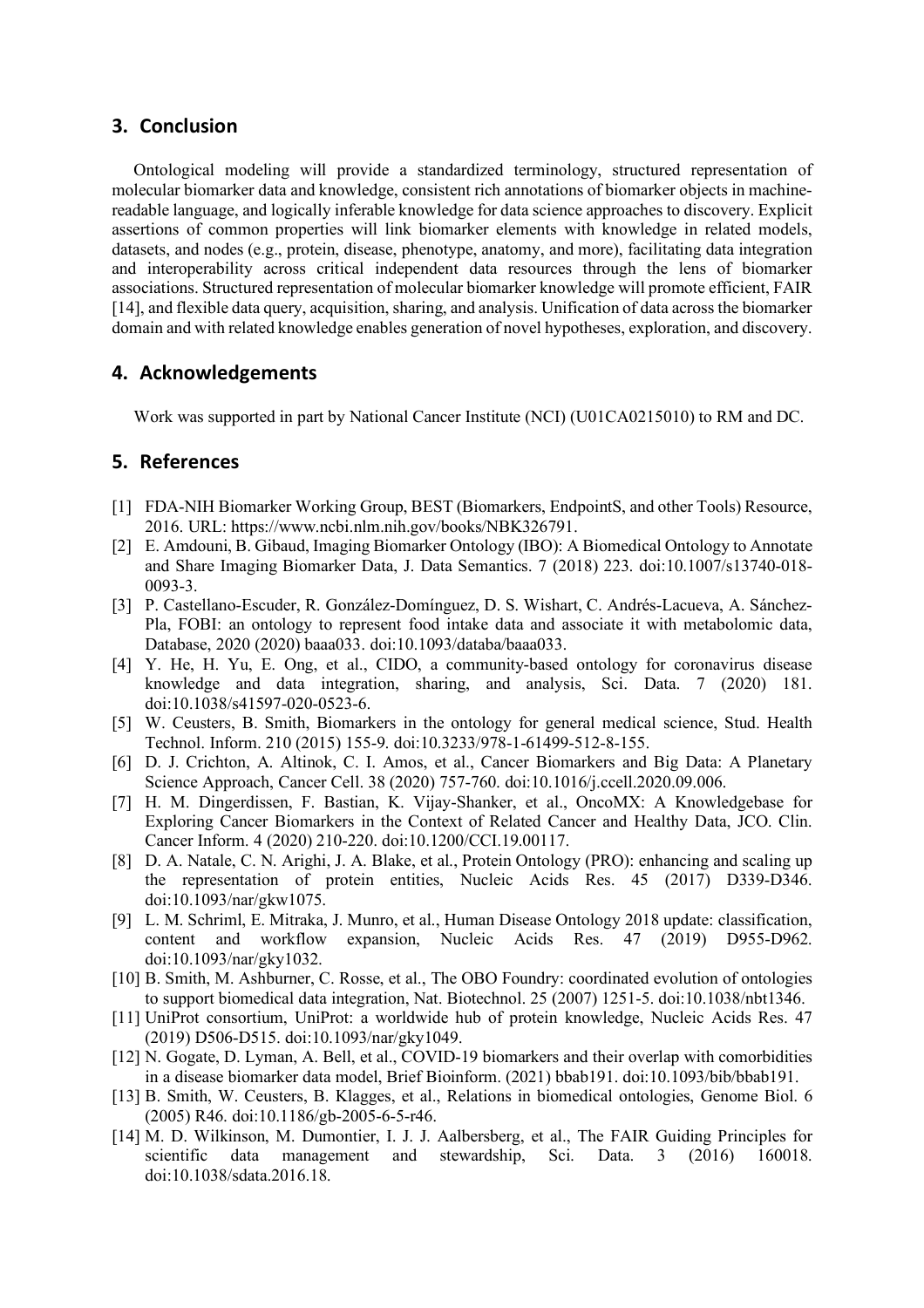## 3. Conclusion

Ontological modeling will provide a standardized terminology, structured representation of molecular biomarker data and knowledge, consistent rich annotations of biomarker objects in machine-readable language, and logically inferable knowledge for data science approaches to discovery. Explicit assertions of common properties will link biomarker elements with knowledge in related models, datasets, and nodes (e.g., protein, disease, phenotype, anatomy, and more), facilitating data integration and interoperability across critical independent data resources through the lens of biomarker associations. Structured representation of molecular biomarker knowledge will promote efficient, FAIR [14], and flexible data query, acquisition, sharing, and analysis. Unification of data across the biomarker domain and with related knowledge enables generation of novel hypotheses, exploration, and discovery.

## 4. Acknowledgements

Work was supported in part by National Cancer Institute (NCI) (U01CA0215010) to RM and DC.

## 5. References

[1] FDA-NIH Biomarker Working Group, BEST (Biomarkers, EndpointS, and other Tools) Resource, 2016. URL: https://www.ncbi.nlm.nih.gov/books/NBK326791.

[2] E. Amdouni, B. Gibaud, Imaging Biomarker Ontology (IBO): A Biomedical Ontology to Annotate and Share Imaging Biomarker Data, J. Data Semantics. 7 (2018) 223. doi:10.1007/s13740-018-0093-3.

[3] P. Castellano-Escuder, R. González-Domínguez, D. S. Wishart, C. Andrés-Lacueva, A. Sánchez-Pla, FOBI: an ontology to represent food intake data and associate it with metabolomic data, Database, 2020 (2020) baaa033. doi:10.1093/databa/baaa033.

[4] Y. He, H. Yu, E. Ong, et al., CIDO, a community-based ontology for coronavirus disease knowledge and data integration, sharing, and analysis, Sci. Data. 7 (2020) 181. doi:10.1038/s41597-020-0523-6.

[5] W. Ceusters, B. Smith, Biomarkers in the ontology for general medical science, Stud. Health Technol. Inform. 210 (2015) 155-9. doi:10.3233/978-1-61499-512-8-155.

[6] D. J. Crichton, A. Altinok, C. I. Amos, et al., Cancer Biomarkers and Big Data: A Planetary Science Approach, Cancer Cell. 38 (2020) 757-760. doi:10.1016/j.ccell.2020.09.006.

[7] H. M. Dingerdissen, F. Bastian, K. Vijay-Shanker, et al., OncoMX: A Knowledgebase for Exploring Cancer Biomarkers in the Context of Related Cancer and Healthy Data, JCO. Clin. Cancer Inform. 4 (2020) 210-220. doi:10.1200/CCI.19.00117.

[8] D. A. Natale, C. N. Arighi, J. A. Blake, et al., Protein Ontology (PRO): enhancing and scaling up the representation of protein entities, Nucleic Acids Res. 45 (2017) D339-D346. doi:10.1093/nar/gkw1075.

[9] L. M. Schriml, E. Mitraka, J. Munro, et al., Human Disease Ontology 2018 update: classification, content and workflow expansion, Nucleic Acids Res. 47 (2019) D955-D962. doi:10.1093/nar/gky1032.

[10] B. Smith, M. Ashburner, C. Rosse, et al., The OBO Foundry: coordinated evolution of ontologies to support biomedical data integration, Nat. Biotechnol. 25 (2007) 1251-5. doi:10.1038/nbt1346.

[11] UniProt consortium, UniProt: a worldwide hub of protein knowledge, Nucleic Acids Res. 47 (2019) D506-D515. doi:10.1093/nar/gky1049.

[12] N. Gogate, D. Lyman, A. Bell, et al., COVID-19 biomarkers and their overlap with comorbidities in a disease biomarker data model, Brief Bioinform. (2021) bbab191. doi:10.1093/bib/bbab191.

[13] B. Smith, W. Ceusters, B. Klagges, et al., Relations in biomedical ontologies, Genome Biol. 6 (2005) R46. doi:10.1186/gb-2005-6-5-r46.

[14] M. D. Wilkinson, M. Dumontier, I. J. J. Aalbersberg, et al., The FAIR Guiding Principles for scientific data management and stewardship, Sci. Data. 3 (2016) 160018. doi:10.1038/sdata.2016.18.